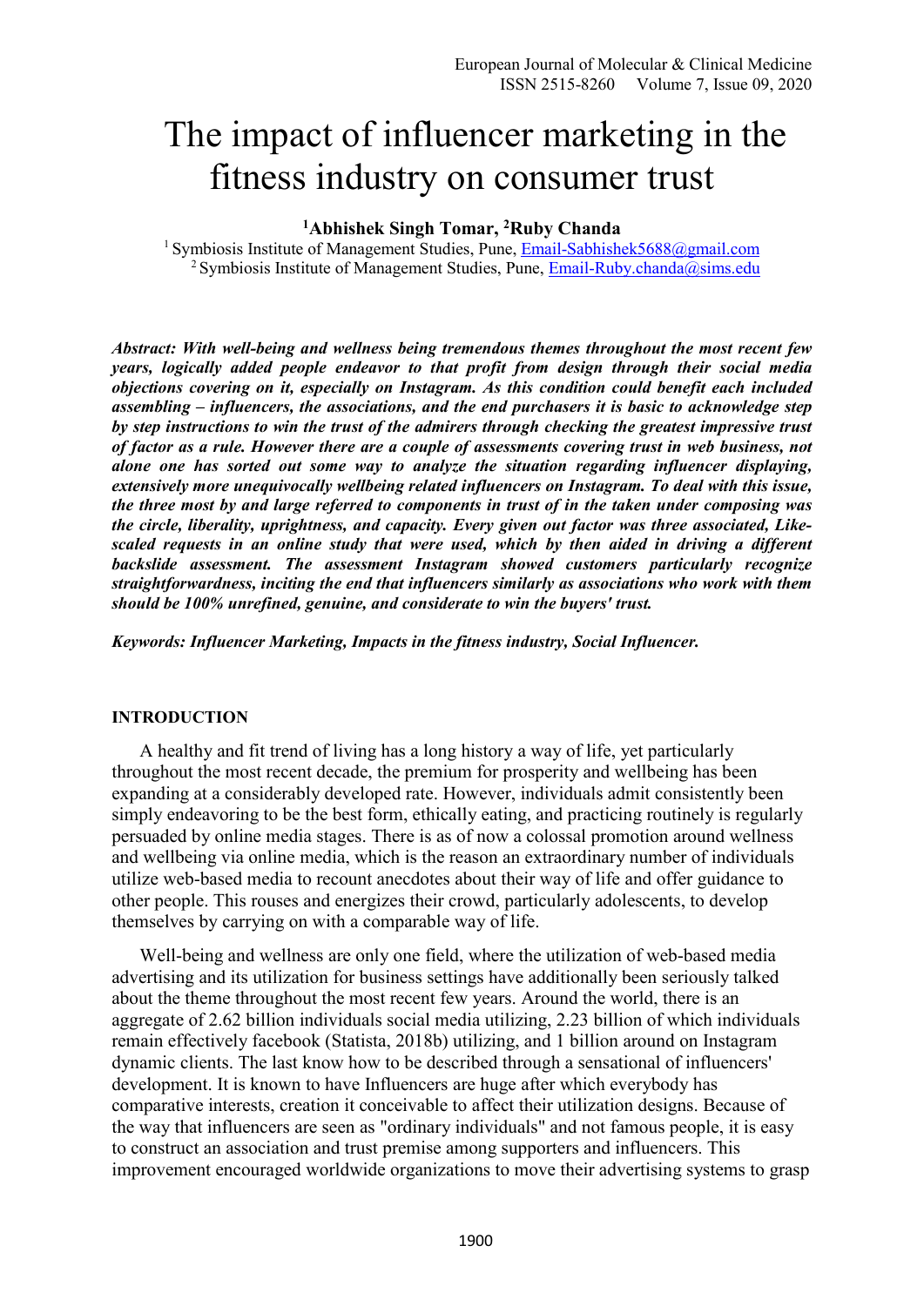# The impact of influencer marketing in the fitness industry on consumer trust

**[1]Abhishek Singh Tomar, [2]Ruby Chanda**

[1] Symbiosis Institute of Management Studies, Pune, Email-Sabhishek5688@gmail.com
[2] Symbiosis Institute of Management Studies, Pune, Email-Ruby.chanda@sims.edu

***Abstract: With well-being and wellness being tremendous themes throughout the most recent few years, logically added people endeavor to that profit from design through their social media objections covering on it, especially on Instagram. As this condition could benefit each included assembling – influencers, the associations, and the end purchasers it is basic to acknowledge step by step instructions to win the trust of the admirers through checking the greatest impressive trust of factor as a rule. However there are a couple of assessments covering trust in web business, not alone one has sorted out some way to analyze the situation regarding influencer displaying, extensively more unequivocally wellbeing related influencers on Instagram. To deal with this issue, the three most by and large referred to components in trust of in the taken under composing was the circle, liberality, uprightness, and capacity. Every given out factor was three associated, Like-scaled requests in an online study that were used, which by then aided in driving a different backslide assessment. The assessment Instagram showed customers particularly recognize straightforwardness, inciting the end that influencers similarly as associations who work with them should be 100% unrefined, genuine, and considerate to win the buyers' trust.***

***Keywords: Influencer Marketing, Impacts in the fitness industry, Social Influencer.***

## INTRODUCTION

A healthy and fit trend of living has a long history a way of life, yet particularly throughout the most recent decade, the premium for prosperity and wellbeing has been expanding at a considerably developed rate. However, individuals admit consistently been simply endeavoring to be the best form, ethically eating, and practicing routinely is regularly persuaded by online media stages. There is as of now a colossal promotion around wellness and wellbeing via online media, which is the reason an extraordinary number of individuals utilize web-based media to recount anecdotes about their way of life and offer guidance to other people. This rouses and energizes their crowd, particularly adolescents, to develop themselves by carrying on with a comparable way of life.

Well-being and wellness are only one field, where the utilization of web-based media advertising and its utilization for business settings have additionally been seriously talked about the theme throughout the most recent few years. Around the world, there is an aggregate of 2.62 billion individuals social media utilizing, 2.23 billion of which individuals remain effectively facebook (Statista, 2018b) utilizing, and 1 billion around on Instagram dynamic clients. The last know how to be described through a sensational of influencers' development. It is known to have Influencers are huge after which everybody has comparative interests, creation it conceivable to affect their utilization designs. Because of the way that influencers are seen as "ordinary individuals" and not famous people, it is easy to construct an association and trust premise among supporters and influencers. This improvement encouraged worldwide organizations to move their advertising systems to grasp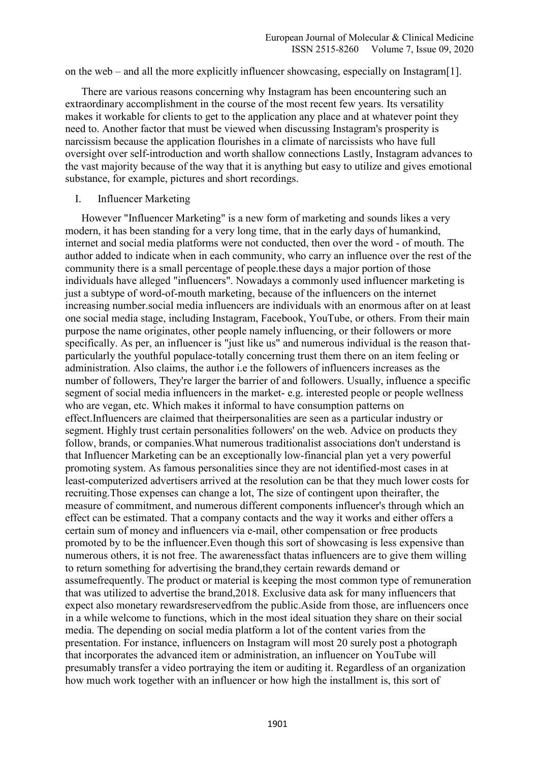on the web – and all the more explicitly influencer showcasing, especially on Instagram[1].

There are various reasons concerning why Instagram has been encountering such an extraordinary accomplishment in the course of the most recent few years. Its versatility makes it workable for clients to get to the application any place and at whatever point they need to. Another factor that must be viewed when discussing Instagram's prosperity is narcissism because the application flourishes in a climate of narcissists who have full oversight over self-introduction and worth shallow connections Lastly, Instagram advances to the vast majority because of the way that it is anything but easy to utilize and gives emotional substance, for example, pictures and short recordings.

## I. Influencer Marketing

However "Influencer Marketing" is a new form of marketing and sounds likes a very modern, it has been standing for a very long time, that in the early days of humankind, internet and social media platforms were not conducted, then over the word - of mouth. The author added to indicate when in each community, who carry an influence over the rest of the community there is a small percentage of people.these days a major portion of those individuals have alleged "influencers". Nowadays a commonly used influencer marketing is just a subtype of word-of-mouth marketing, because of the influencers on the internet increasing number.social media influencers are individuals with an enormous after on at least one social media stage, including Instagram, Facebook, YouTube, or others. From their main purpose the name originates, other people namely influencing, or their followers or more specifically. As per, an influencer is "just like us" and numerous individual is the reason that-particularly the youthful populace-totally concerning trust them there on an item feeling or administration. Also claims, the author i.e the followers of influencers increases as the number of followers, They're larger the barrier of and followers. Usually, influence a specific segment of social media influencers in the market- e.g. interested people or people wellness who are vegan, etc. Which makes it informal to have consumption patterns on effect.Influencers are claimed that theirpersonalities are seen as a particular industry or segment. Highly trust certain personalities followers' on the web. Advice on products they follow, brands, or companies.What numerous traditionalist associations don't understand is that Influencer Marketing can be an exceptionally low-financial plan yet a very powerful promoting system. As famous personalities since they are not identified-most cases in at least-computerized advertisers arrived at the resolution can be that they much lower costs for recruiting.Those expenses can change a lot, The size of contingent upon theirafter, the measure of commitment, and numerous different components influencer's through which an effect can be estimated. That a company contacts and the way it works and either offers a certain sum of money and influencers via e-mail, other compensation or free products promoted by to be the influencer.Even though this sort of showcasing is less expensive than numerous others, it is not free. The awarenessfact thatas influencers are to give them willing to return something for advertising the brand,they certain rewards demand or assumefrequently. The product or material is keeping the most common type of remuneration that was utilized to advertise the brand,2018. Exclusive data ask for many influencers that expect also monetary rewardsreservedfrom the public.Aside from those, are influencers once in a while welcome to functions, which in the most ideal situation they share on their social media. The depending on social media platform a lot of the content varies from the presentation. For instance, influencers on Instagram will most 20 surely post a photograph that incorporates the advanced item or administration, an influencer on YouTube will presumably transfer a video portraying the item or auditing it. Regardless of an organization how much work together with an influencer or how high the installment is, this sort of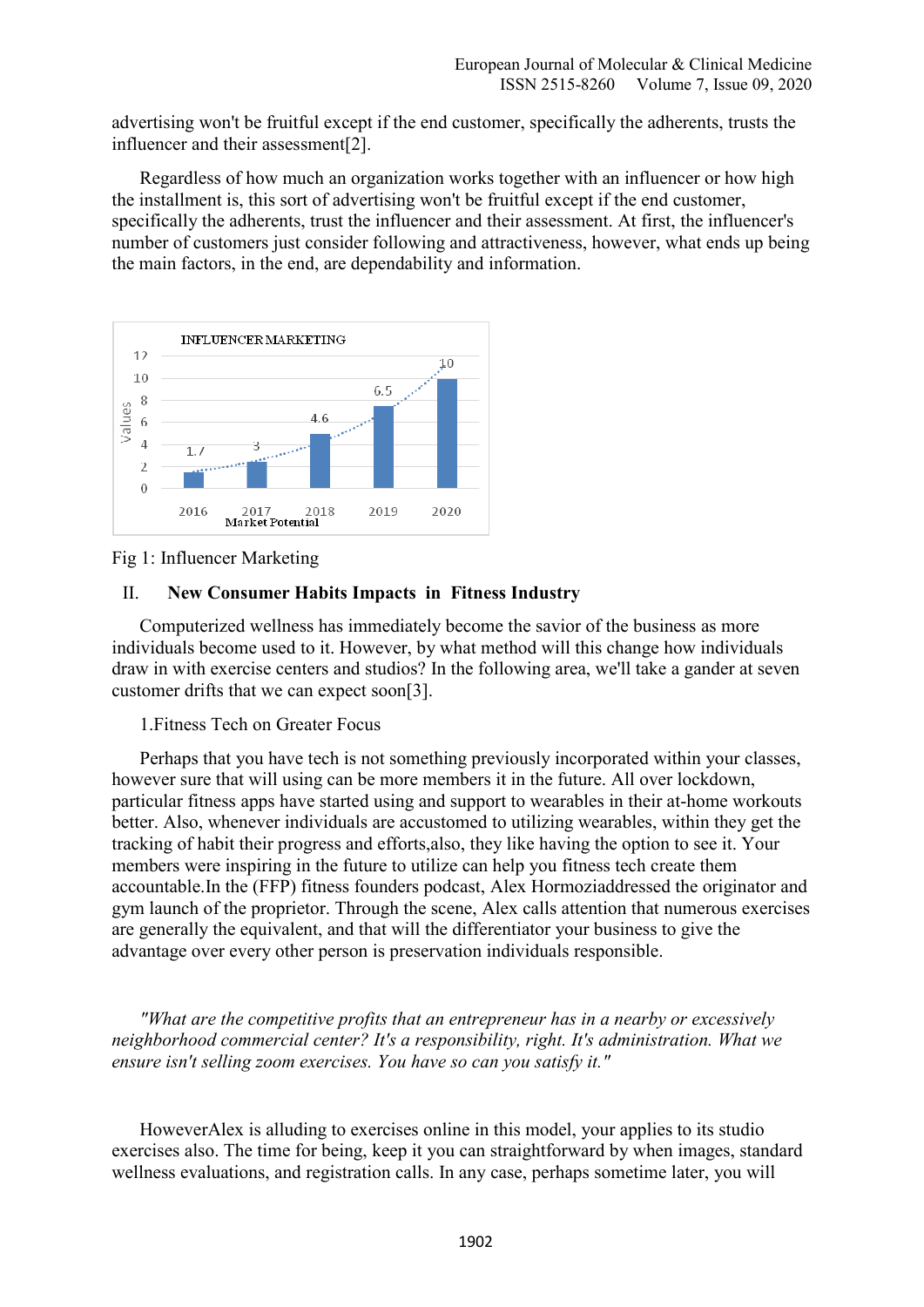advertising won't be fruitful except if the end customer, specifically the adherents, trusts the influencer and their assessment[2].

Regardless of how much an organization works together with an influencer or how high the installment is, this sort of advertising won't be fruitful except if the end customer, specifically the adherents, trust the influencer and their assessment. At first, the influencer's number of customers just consider following and attractiveness, however, what ends up being the main factors, in the end, are dependability and information.

Fig 1: Influencer Marketing

## II. New Consumer Habits Impacts in Fitness Industry

Computerized wellness has immediately become the savior of the business as more individuals become used to it. However, by what method will this change how individuals draw in with exercise centers and studios? In the following area, we'll take a gander at seven customer drifts that we can expect soon[3].

### 1.Fitness Tech on Greater Focus

Perhaps that you have tech is not something previously incorporated within your classes, however sure that will using can be more members it in the future. All over lockdown, particular fitness apps have started using and support to wearables in their at-home workouts better. Also, whenever individuals are accustomed to utilizing wearables, within they get the tracking of habit their progress and efforts,also, they like having the option to see it. Your members were inspiring in the future to utilize can help you fitness tech create them accountable.In the (FFP) fitness founders podcast, Alex Hormoziaddressed the originator and gym launch of the proprietor. Through the scene, Alex calls attention that numerous exercises are generally the equivalent, and that will the differentiator your business to give the advantage over every other person is preservation individuals responsible.

*"What are the competitive profits that an entrepreneur has in a nearby or excessively neighborhood commercial center? It's a responsibility, right. It's administration. What we ensure isn't selling zoom exercises. You have so can you satisfy it."*

HoweverAlex is alluding to exercises online in this model, your applies to its studio exercises also. The time for being, keep it you can straightforward by when images, standard wellness evaluations, and registration calls. In any case, perhaps sometime later, you will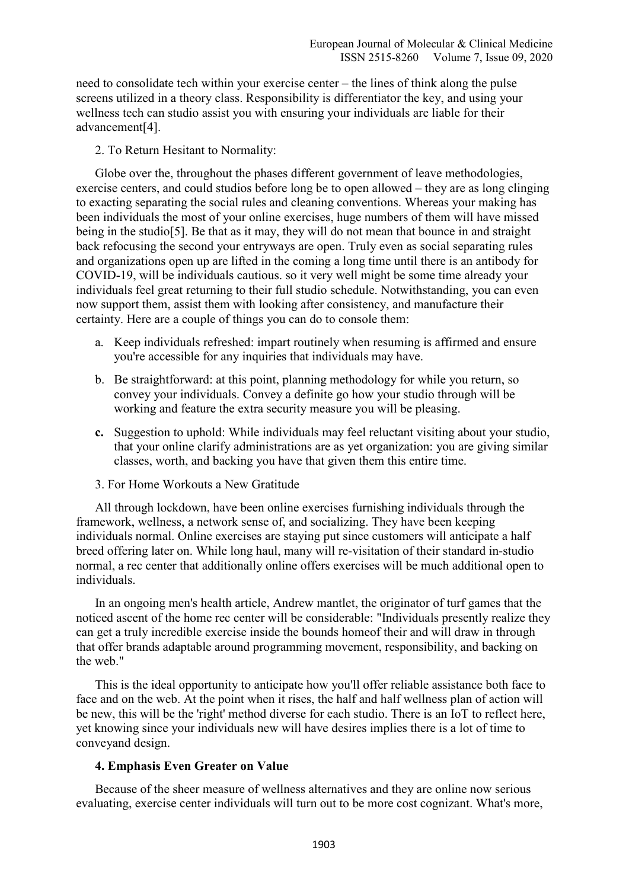need to consolidate tech within your exercise center – the lines of think along the pulse screens utilized in a theory class. Responsibility is differentiator the key, and using your wellness tech can studio assist you with ensuring your individuals are liable for their advancement[4].

2. To Return Hesitant to Normality:

Globe over the, throughout the phases different government of leave methodologies, exercise centers, and could studios before long be to open allowed – they are as long clinging to exacting separating the social rules and cleaning conventions. Whereas your making has been individuals the most of your online exercises, huge numbers of them will have missed being in the studio[5]. Be that as it may, they will do not mean that bounce in and straight back refocusing the second your entryways are open. Truly even as social separating rules and organizations open up are lifted in the coming a long time until there is an antibody for COVID-19, will be individuals cautious. so it very well might be some time already your individuals feel great returning to their full studio schedule. Notwithstanding, you can even now support them, assist them with looking after consistency, and manufacture their certainty. Here are a couple of things you can do to console them:

a. Keep individuals refreshed: impart routinely when resuming is affirmed and ensure you're accessible for any inquiries that individuals may have.

b. Be straightforward: at this point, planning methodology for while you return, so convey your individuals. Convey a definite go how your studio through will be working and feature the extra security measure you will be pleasing.

**c.** Suggestion to uphold: While individuals may feel reluctant visiting about your studio, that your online clarify administrations are as yet organization: you are giving similar classes, worth, and backing you have that given them this entire time.

3. For Home Workouts a New Gratitude

All through lockdown, have been online exercises furnishing individuals through the framework, wellness, a network sense of, and socializing. They have been keeping individuals normal. Online exercises are staying put since customers will anticipate a half breed offering later on. While long haul, many will re-visitation of their standard in-studio normal, a rec center that additionally online offers exercises will be much additional open to individuals.

In an ongoing men's health article, Andrew mantlet, the originator of turf games that the noticed ascent of the home rec center will be considerable: "Individuals presently realize they can get a truly incredible exercise inside the bounds homeof their and will draw in through that offer brands adaptable around programming movement, responsibility, and backing on the web."

This is the ideal opportunity to anticipate how you'll offer reliable assistance both face to face and on the web. At the point when it rises, the half and half wellness plan of action will be new, this will be the 'right' method diverse for each studio. There is an IoT to reflect here, yet knowing since your individuals new will have desires implies there is a lot of time to conveyand design.

**4. Emphasis Even Greater on Value**

Because of the sheer measure of wellness alternatives and they are online now serious evaluating, exercise center individuals will turn out to be more cost cognizant. What's more,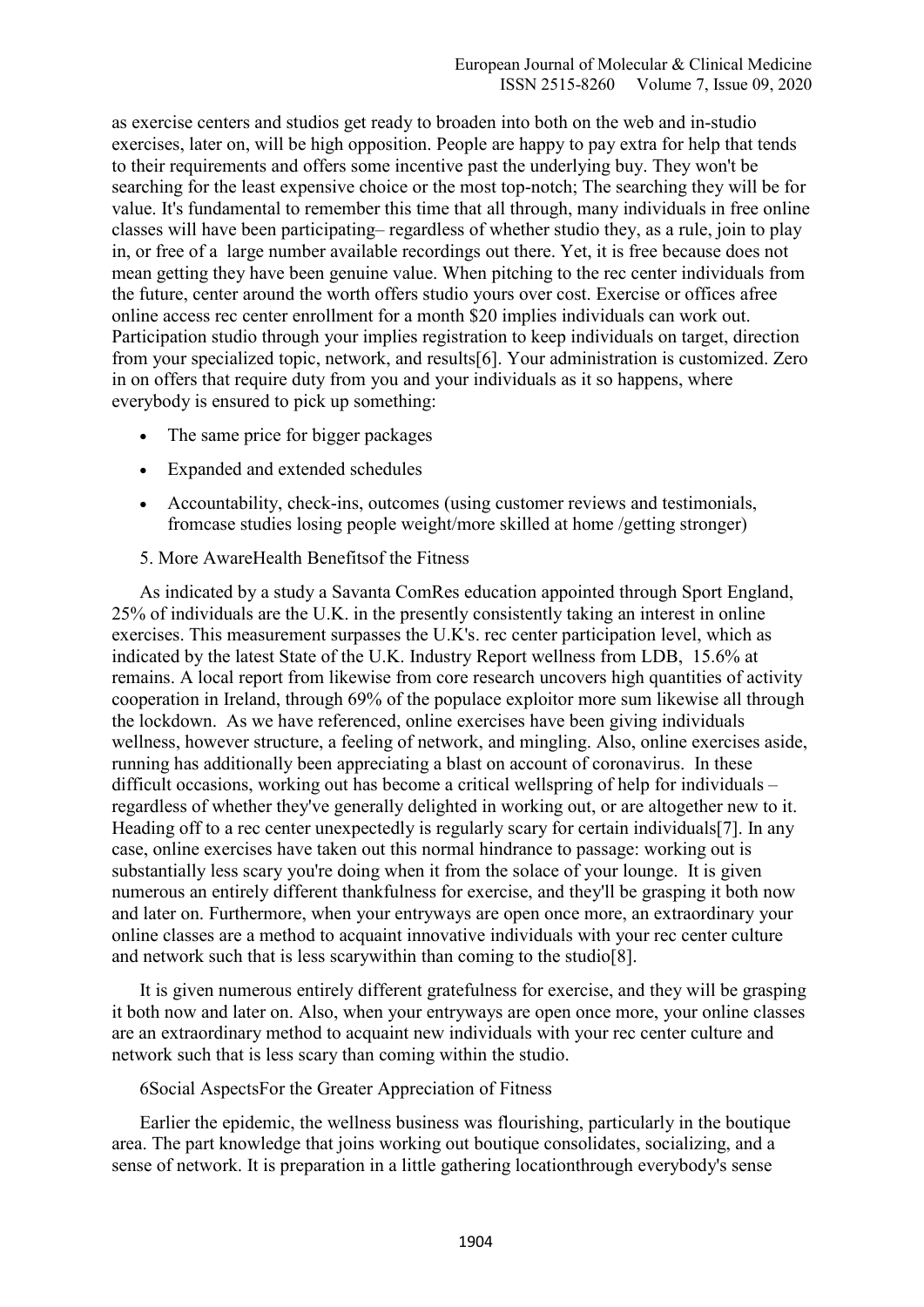as exercise centers and studios get ready to broaden into both on the web and in-studio exercises, later on, will be high opposition. People are happy to pay extra for help that tends to their requirements and offers some incentive past the underlying buy. They won't be searching for the least expensive choice or the most top-notch; The searching they will be for value. It's fundamental to remember this time that all through, many individuals in free online classes will have been participating– regardless of whether studio they, as a rule, join to play in, or free of a large number available recordings out there. Yet, it is free because does not mean getting they have been genuine value. When pitching to the rec center individuals from the future, center around the worth offers studio yours over cost. Exercise or offices afree online access rec center enrollment for a month $20 implies individuals can work out. Participation studio through your implies registration to keep individuals on target, direction from your specialized topic, network, and results[6]. Your administration is customized. Zero in on offers that require duty from you and your individuals as it so happens, where everybody is ensured to pick up something:

- The same price for bigger packages
- Expanded and extended schedules
- Accountability, check-ins, outcomes (using customer reviews and testimonials, fromcase studies losing people weight/more skilled at home /getting stronger)

5. More AwareHealth Benefitsof the Fitness

As indicated by a study a Savanta ComRes education appointed through Sport England, 25% of individuals are the U.K. in the presently consistently taking an interest in online exercises. This measurement surpasses the U.K's. rec center participation level, which as indicated by the latest State of the U.K. Industry Report wellness from LDB, 15.6% at remains. A local report from likewise from core research uncovers high quantities of activity cooperation in Ireland, through 69% of the populace exploitor more sum likewise all through the lockdown. As we have referenced, online exercises have been giving individuals wellness, however structure, a feeling of network, and mingling. Also, online exercises aside, running has additionally been appreciating a blast on account of coronavirus. In these difficult occasions, working out has become a critical wellspring of help for individuals – regardless of whether they've generally delighted in working out, or are altogether new to it. Heading off to a rec center unexpectedly is regularly scary for certain individuals[7]. In any case, online exercises have taken out this normal hindrance to passage: working out is substantially less scary you're doing when it from the solace of your lounge. It is given numerous an entirely different thankfulness for exercise, and they'll be grasping it both now and later on. Furthermore, when your entryways are open once more, an extraordinary your online classes are a method to acquaint innovative individuals with your rec center culture and network such that is less scarywithin than coming to the studio[8].

It is given numerous entirely different gratefulness for exercise, and they will be grasping it both now and later on. Also, when your entryways are open once more, your online classes are an extraordinary method to acquaint new individuals with your rec center culture and network such that is less scary than coming within the studio.

6Social AspectsFor the Greater Appreciation of Fitness

Earlier the epidemic, the wellness business was flourishing, particularly in the boutique area. The part knowledge that joins working out boutique consolidates, socializing, and a sense of network. It is preparation in a little gathering locationthrough everybody's sense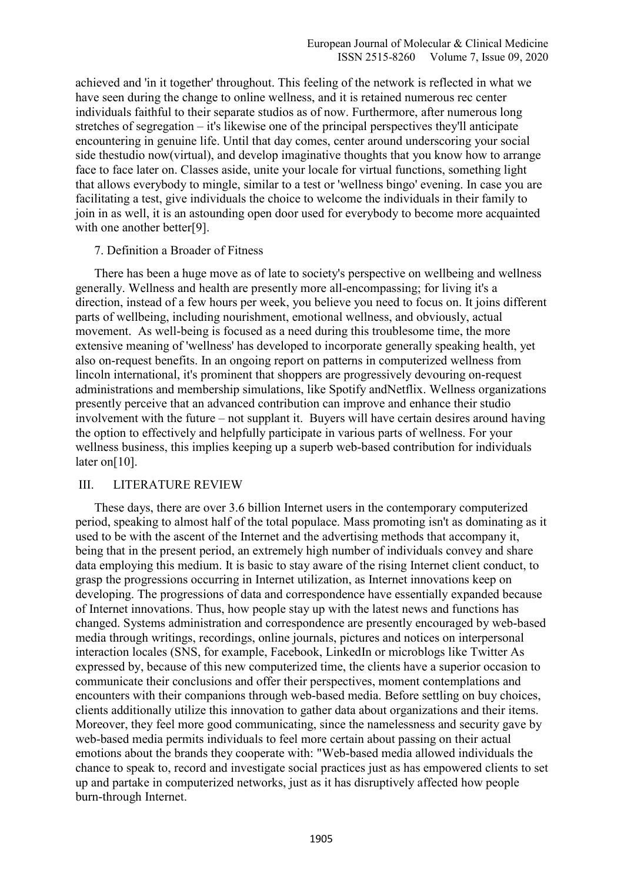achieved and 'in it together' throughout. This feeling of the network is reflected in what we have seen during the change to online wellness, and it is retained numerous rec center individuals faithful to their separate studios as of now. Furthermore, after numerous long stretches of segregation – it's likewise one of the principal perspectives they'll anticipate encountering in genuine life. Until that day comes, center around underscoring your social side thestudio now(virtual), and develop imaginative thoughts that you know how to arrange face to face later on. Classes aside, unite your locale for virtual functions, something light that allows everybody to mingle, similar to a test or 'wellness bingo' evening. In case you are facilitating a test, give individuals the choice to welcome the individuals in their family to join in as well, it is an astounding open door used for everybody to become more acquainted with one another better[9].

7. Definition a Broader of Fitness

There has been a huge move as of late to society's perspective on wellbeing and wellness generally. Wellness and health are presently more all-encompassing; for living it's a direction, instead of a few hours per week, you believe you need to focus on. It joins different parts of wellbeing, including nourishment, emotional wellness, and obviously, actual movement. As well-being is focused as a need during this troublesome time, the more extensive meaning of 'wellness' has developed to incorporate generally speaking health, yet also on-request benefits. In an ongoing report on patterns in computerized wellness from lincoln international, it's prominent that shoppers are progressively devouring on-request administrations and membership simulations, like Spotify andNetflix. Wellness organizations presently perceive that an advanced contribution can improve and enhance their studio involvement with the future – not supplant it. Buyers will have certain desires around having the option to effectively and helpfully participate in various parts of wellness. For your wellness business, this implies keeping up a superb web-based contribution for individuals later on[10].

## III. LITERATURE REVIEW

These days, there are over 3.6 billion Internet users in the contemporary computerized period, speaking to almost half of the total populace. Mass promoting isn't as dominating as it used to be with the ascent of the Internet and the advertising methods that accompany it, being that in the present period, an extremely high number of individuals convey and share data employing this medium. It is basic to stay aware of the rising Internet client conduct, to grasp the progressions occurring in Internet utilization, as Internet innovations keep on developing. The progressions of data and correspondence have essentially expanded because of Internet innovations. Thus, how people stay up with the latest news and functions has changed. Systems administration and correspondence are presently encouraged by web-based media through writings, recordings, online journals, pictures and notices on interpersonal interaction locales (SNS, for example, Facebook, LinkedIn or microblogs like Twitter As expressed by, because of this new computerized time, the clients have a superior occasion to communicate their conclusions and offer their perspectives, moment contemplations and encounters with their companions through web-based media. Before settling on buy choices, clients additionally utilize this innovation to gather data about organizations and their items. Moreover, they feel more good communicating, since the namelessness and security gave by web-based media permits individuals to feel more certain about passing on their actual emotions about the brands they cooperate with: "Web-based media allowed individuals the chance to speak to, record and investigate social practices just as has empowered clients to set up and partake in computerized networks, just as it has disruptively affected how people burn-through Internet.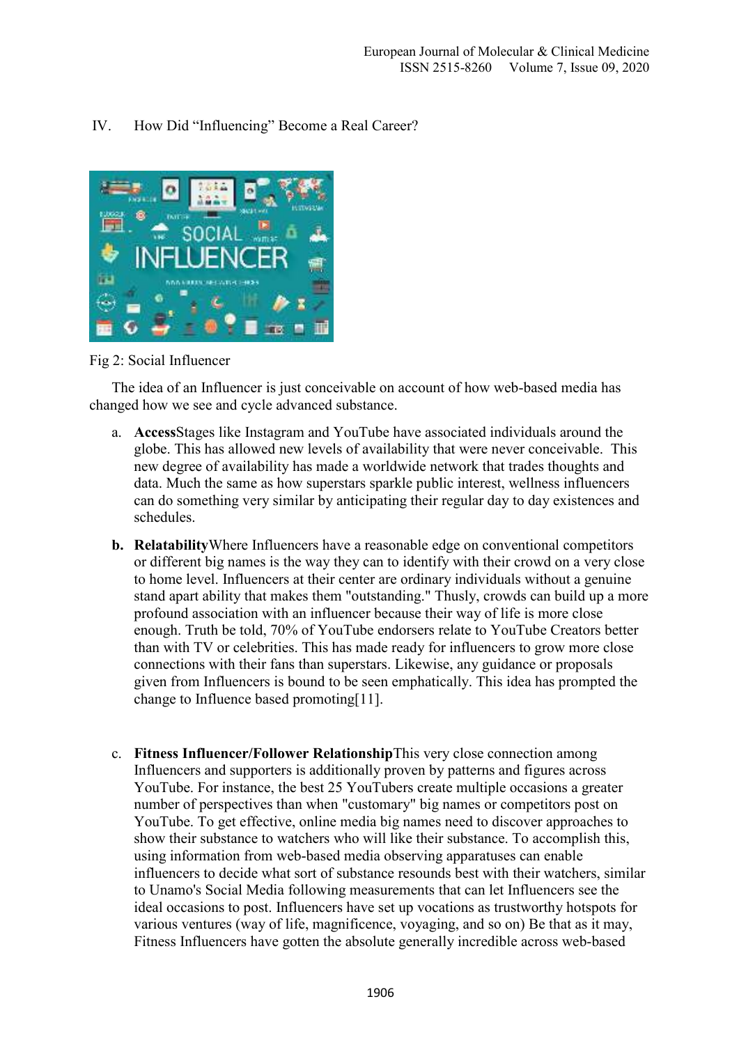IV. How Did "Influencing" Become a Real Career?

Fig 2: Social Influencer

The idea of an Influencer is just conceivable on account of how web-based media has changed how we see and cycle advanced substance.

a. **Access**Stages like Instagram and YouTube have associated individuals around the globe. This has allowed new levels of availability that were never conceivable. This new degree of availability has made a worldwide network that trades thoughts and data. Much the same as how superstars sparkle public interest, wellness influencers can do something very similar by anticipating their regular day to day existences and schedules.

b. **Relatability**Where Influencers have a reasonable edge on conventional competitors or different big names is the way they can to identify with their crowd on a very close to home level. Influencers at their center are ordinary individuals without a genuine stand apart ability that makes them "outstanding." Thusly, crowds can build up a more profound association with an influencer because their way of life is more close enough. Truth be told, 70% of YouTube endorsers relate to YouTube Creators better than with TV or celebrities. This has made ready for influencers to grow more close connections with their fans than superstars. Likewise, any guidance or proposals given from Influencers is bound to be seen emphatically. This idea has prompted the change to Influence based promoting[11].

c. **Fitness Influencer/Follower Relationship**This very close connection among Influencers and supporters is additionally proven by patterns and figures across YouTube. For instance, the best 25 YouTubers create multiple occasions a greater number of perspectives than when "customary" big names or competitors post on YouTube. To get effective, online media big names need to discover approaches to show their substance to watchers who will like their substance. To accomplish this, using information from web-based media observing apparatuses can enable influencers to decide what sort of substance resounds best with their watchers, similar to Unamo's Social Media following measurements that can let Influencers see the ideal occasions to post. Influencers have set up vocations as trustworthy hotspots for various ventures (way of life, magnificence, voyaging, and so on) Be that as it may, Fitness Influencers have gotten the absolute generally incredible across web-based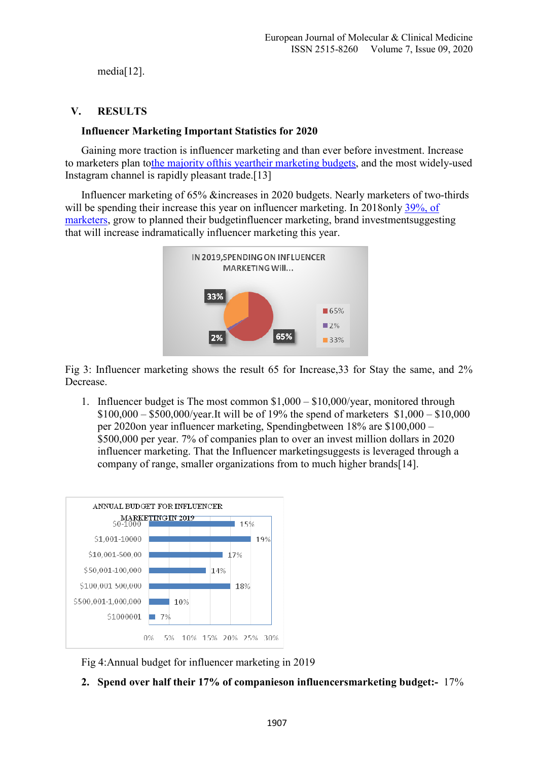media[12].

## V. RESULTS

### Influencer Marketing Important Statistics for 2020

Gaining more traction is influencer marketing and than ever before investment. Increase to marketers plan tothe majority ofthis yeartheir marketing budgets, and the most widely-used Instagram channel is rapidly pleasant trade.[13]

Influencer marketing of 65% &increases in 2020 budgets. Nearly marketers of two-thirds will be spending their increase this year on influencer marketing. In 2018only 39%, of marketers, grow to planned their budgetinfluencer marketing, brand investmentsuggesting that will increase indramatically influencer marketing this year.

Fig 3: Influencer marketing shows the result 65 for Increase,33 for Stay the same, and 2% Decrease.

1. Influencer budget is The most common $1,000 – $10,000/year, monitored through $100,000 – $500,000/year.It will be of 19% the spend of marketers $1,000 – $10,000 per 2020on year influencer marketing, Spendingbetween 18% are $100,000 – $500,000 per year. 7% of companies plan to over an invest million dollars in 2020 influencer marketing. That the Influencer marketingsuggests is leveraged through a company of range, smaller organizations from to much higher brands[14].

Fig 4:Annual budget for influencer marketing in 2019

2. **Spend over half their 17% of companieson influencersmarketing budget:-** 17%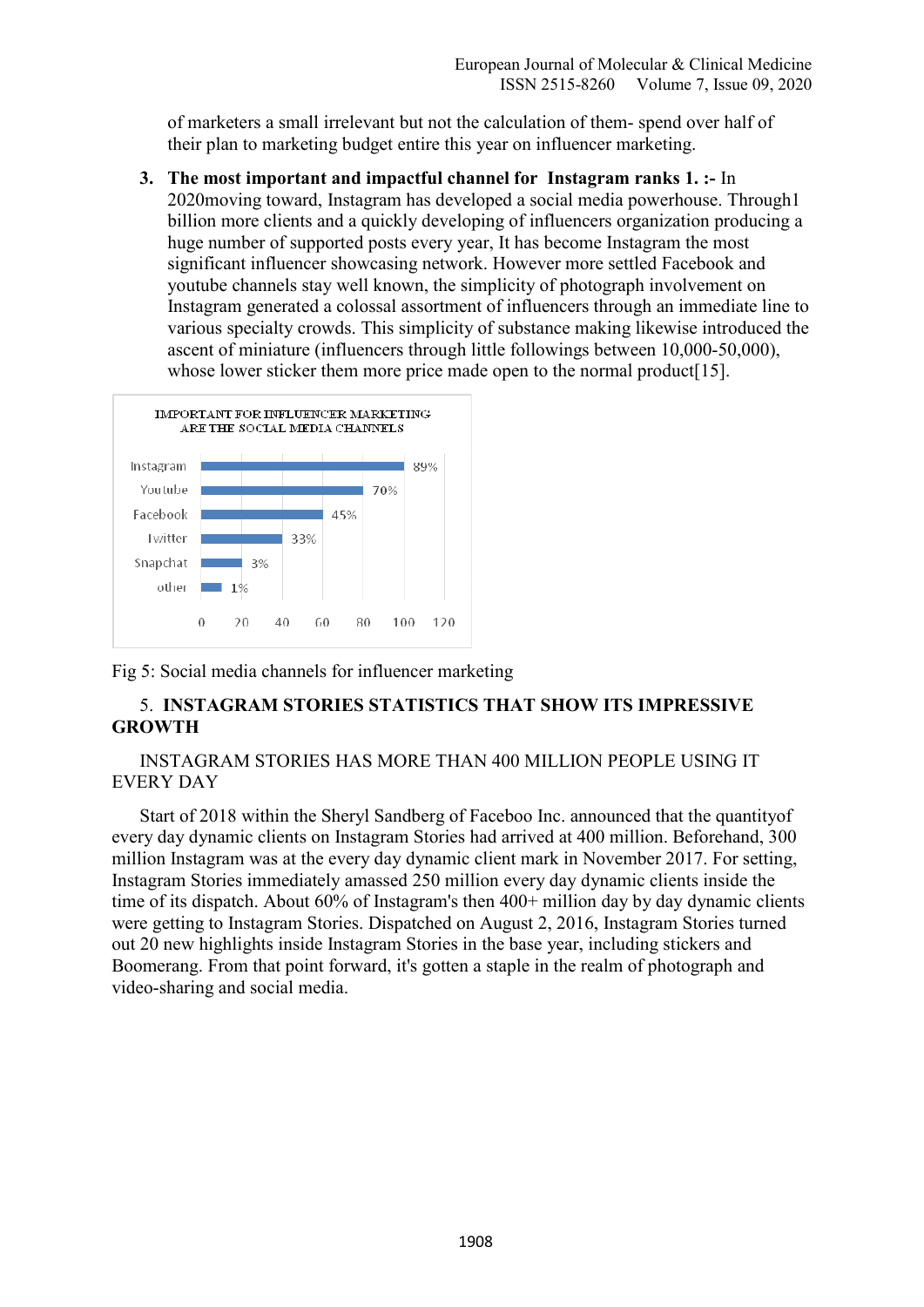of marketers a small irrelevant but not the calculation of them- spend over half of their plan to marketing budget entire this year on influencer marketing.

3. **The most important and impactful channel for Instagram ranks 1. :-** In 2020moving toward, Instagram has developed a social media powerhouse. Through1 billion more clients and a quickly developing of influencers organization producing a huge number of supported posts every year, It has become Instagram the most significant influencer showcasing network. However more settled Facebook and youtube channels stay well known, the simplicity of photograph involvement on Instagram generated a colossal assortment of influencers through an immediate line to various specialty crowds. This simplicity of substance making likewise introduced the ascent of miniature (influencers through little followings between 10,000-50,000), whose lower sticker them more price made open to the normal product[15].

IMPORTANT FOR INFLUENCER MARKETING ARE THE SOCIAL MEDIA CHANNELS

| Channel | Percentage |
| --- | --- |
| Instagram | 89% |
| Youtube | 70% |
| Facebook | 45% |
| Twitter | 33% |
| Snapchat | 3% |
| other | 1% |

Fig 5: Social media channels for influencer marketing

## 5. INSTAGRAM STORIES STATISTICS THAT SHOW ITS IMPRESSIVE GROWTH

INSTAGRAM STORIES HAS MORE THAN 400 MILLION PEOPLE USING IT EVERY DAY

Start of 2018 within the Sheryl Sandberg of Faceboo Inc. announced that the quantityof every day dynamic clients on Instagram Stories had arrived at 400 million. Beforehand, 300 million Instagram was at the every day dynamic client mark in November 2017. For setting, Instagram Stories immediately amassed 250 million every day dynamic clients inside the time of its dispatch. About 60% of Instagram's then 400+ million day by day dynamic clients were getting to Instagram Stories. Dispatched on August 2, 2016, Instagram Stories turned out 20 new highlights inside Instagram Stories in the base year, including stickers and Boomerang. From that point forward, it's gotten a staple in the realm of photograph and video-sharing and social media.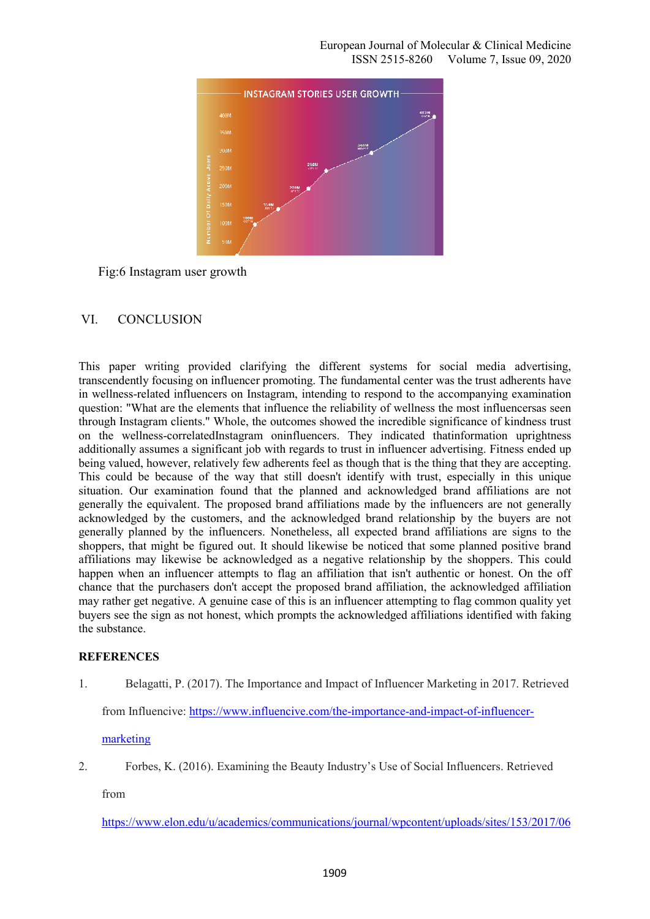Fig:6 Instagram user growth

## VI. CONCLUSION

This paper writing provided clarifying the different systems for social media advertising, transcendently focusing on influencer promoting. The fundamental center was the trust adherents have in wellness-related influencers on Instagram, intending to respond to the accompanying examination question: "What are the elements that influence the reliability of wellness the most influencersas seen through Instagram clients." Whole, the outcomes showed the incredible significance of kindness trust on the wellness-correlatedInstagram oninfluencers. They indicated thatinformation uprightness additionally assumes a significant job with regards to trust in influencer advertising. Fitness ended up being valued, however, relatively few adherents feel as though that is the thing that they are accepting. This could be because of the way that still doesn't identify with trust, especially in this unique situation. Our examination found that the planned and acknowledged brand affiliations are not generally the equivalent. The proposed brand affiliations made by the influencers are not generally acknowledged by the customers, and the acknowledged brand relationship by the buyers are not generally planned by the influencers. Nonetheless, all expected brand affiliations are signs to the shoppers, that might be figured out. It should likewise be noticed that some planned positive brand affiliations may likewise be acknowledged as a negative relationship by the shoppers. This could happen when an influencer attempts to flag an affiliation that isn't authentic or honest. On the off chance that the purchasers don't accept the proposed brand affiliation, the acknowledged affiliation may rather get negative. A genuine case of this is an influencer attempting to flag common quality yet buyers see the sign as not honest, which prompts the acknowledged affiliations identified with faking the substance.

**REFERENCES**

1. Belagatti, P. (2017). The Importance and Impact of Influencer Marketing in 2017. Retrieved from Influencive: https://www.influencive.com/the-importance-and-impact-of-influencer-marketing

2. Forbes, K. (2016). Examining the Beauty Industry's Use of Social Influencers. Retrieved from https://www.elon.edu/u/academics/communications/journal/wpcontent/uploads/sites/153/2017/06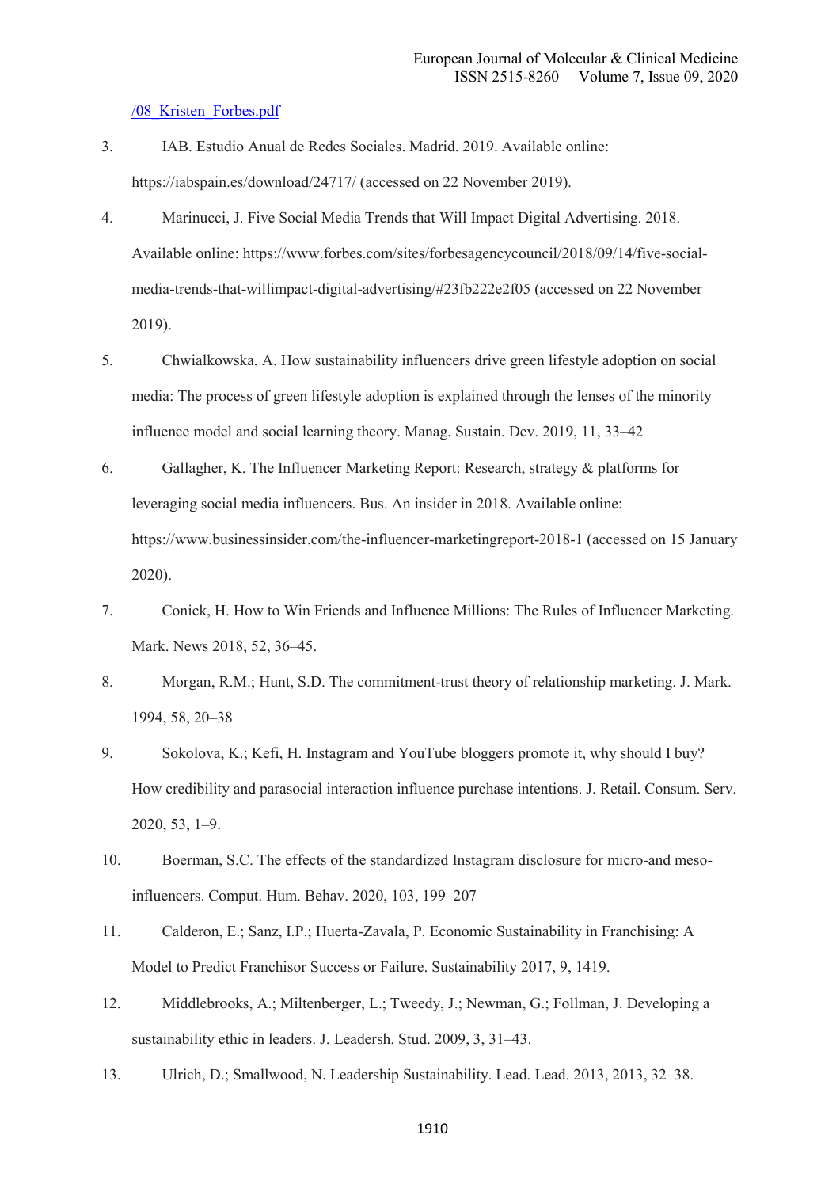/08_Kristen_Forbes.pdf

3. IAB. Estudio Anual de Redes Sociales. Madrid. 2019. Available online: https://iabspain.es/download/24717/ (accessed on 22 November 2019).
4. Marinucci, J. Five Social Media Trends that Will Impact Digital Advertising. 2018. Available online: https://www.forbes.com/sites/forbesagencycouncil/2018/09/14/five-social-media-trends-that-willimpact-digital-advertising/#23fb222e2f05 (accessed on 22 November 2019).
5. Chwialkowska, A. How sustainability influencers drive green lifestyle adoption on social media: The process of green lifestyle adoption is explained through the lenses of the minority influence model and social learning theory. Manag. Sustain. Dev. 2019, 11, 33–42
6. Gallagher, K. The Influencer Marketing Report: Research, strategy & platforms for leveraging social media influencers. Bus. An insider in 2018. Available online: https://www.businessinsider.com/the-influencer-marketingreport-2018-1 (accessed on 15 January 2020).
7. Conick, H. How to Win Friends and Influence Millions: The Rules of Influencer Marketing. Mark. News 2018, 52, 36–45.
8. Morgan, R.M.; Hunt, S.D. The commitment-trust theory of relationship marketing. J. Mark. 1994, 58, 20–38
9. Sokolova, K.; Kefi, H. Instagram and YouTube bloggers promote it, why should I buy? How credibility and parasocial interaction influence purchase intentions. J. Retail. Consum. Serv. 2020, 53, 1–9.
10. Boerman, S.C. The effects of the standardized Instagram disclosure for micro-and meso-influencers. Comput. Hum. Behav. 2020, 103, 199–207
11. Calderon, E.; Sanz, I.P.; Huerta-Zavala, P. Economic Sustainability in Franchising: A Model to Predict Franchisor Success or Failure. Sustainability 2017, 9, 1419.
12. Middlebrooks, A.; Miltenberger, L.; Tweedy, J.; Newman, G.; Follman, J. Developing a sustainability ethic in leaders. J. Leadersh. Stud. 2009, 3, 31–43.
13. Ulrich, D.; Smallwood, N. Leadership Sustainability. Lead. Lead. 2013, 2013, 32–38.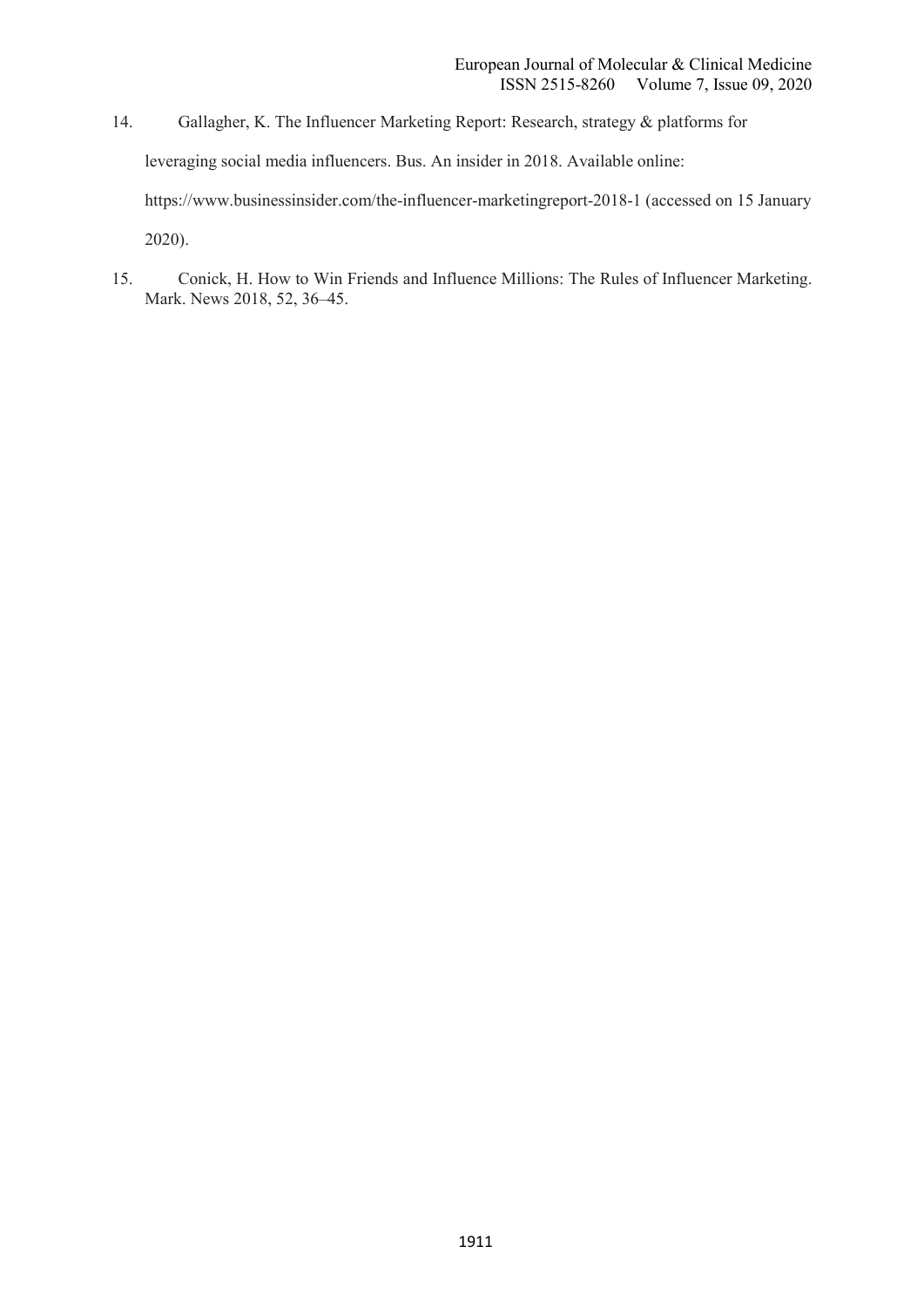14. Gallagher, K. The Influencer Marketing Report: Research, strategy & platforms for leveraging social media influencers. Bus. An insider in 2018. Available online: https://www.businessinsider.com/the-influencer-marketingreport-2018-1 (accessed on 15 January 2020).

15. Conick, H. How to Win Friends and Influence Millions: The Rules of Influencer Marketing. Mark. News 2018, 52, 36–45.